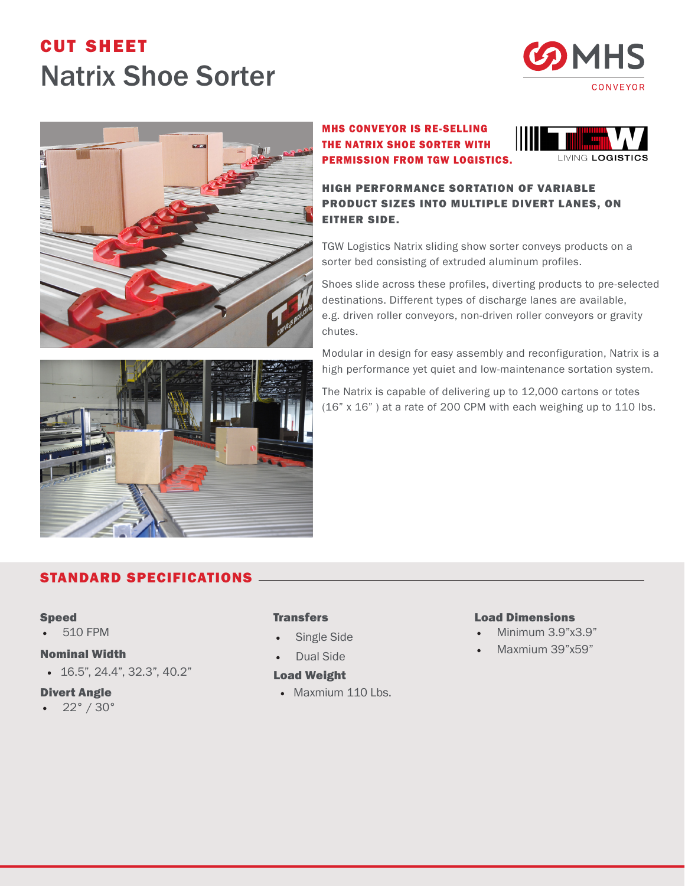**CUT SHEET**

# Natrix Shoe Sorter

**MHS CONVEYOR IS RE-SELLING THE NATRIX SHOE SORTER WITH PERMISSION FROM TGW LOGISTICS.**

## HIGH PERFORMANCE SORTATION OF VARIABLE PRODUCT SIZES INTO MULTIPLE DIVERT LANES, ON EITHER SIDE.

TGW Logistics Natrix sliding show sorter conveys products on a sorter bed consisting of extruded aluminum profiles.

Shoes slide across these profiles, diverting products to pre-selected destinations. Different types of discharge lanes are available, e.g. driven roller conveyors, non-driven roller conveyors or gravity chutes.

Modular in design for easy assembly and reconfiguration, Natrix is a high performance yet quiet and low-maintenance sortation system.

The Natrix is capable of delivering up to 12,000 cartons or totes (16" x 16" ) at a rate of 200 CPM with each weighing up to 110 lbs.

## STANDARD SPECIFICATIONS

### Speed
- 510 FPM

### Nominal Width
- 16.5", 24.4", 32.3", 40.2"

### Divert Angle
- 22° / 30°

### Transfers
- Single Side
- Dual Side

### Load Weight
- Maxmium 110 Lbs.

### Load Dimensions
- Minimum 3.9"x3.9"
- Maxmium 39"x59"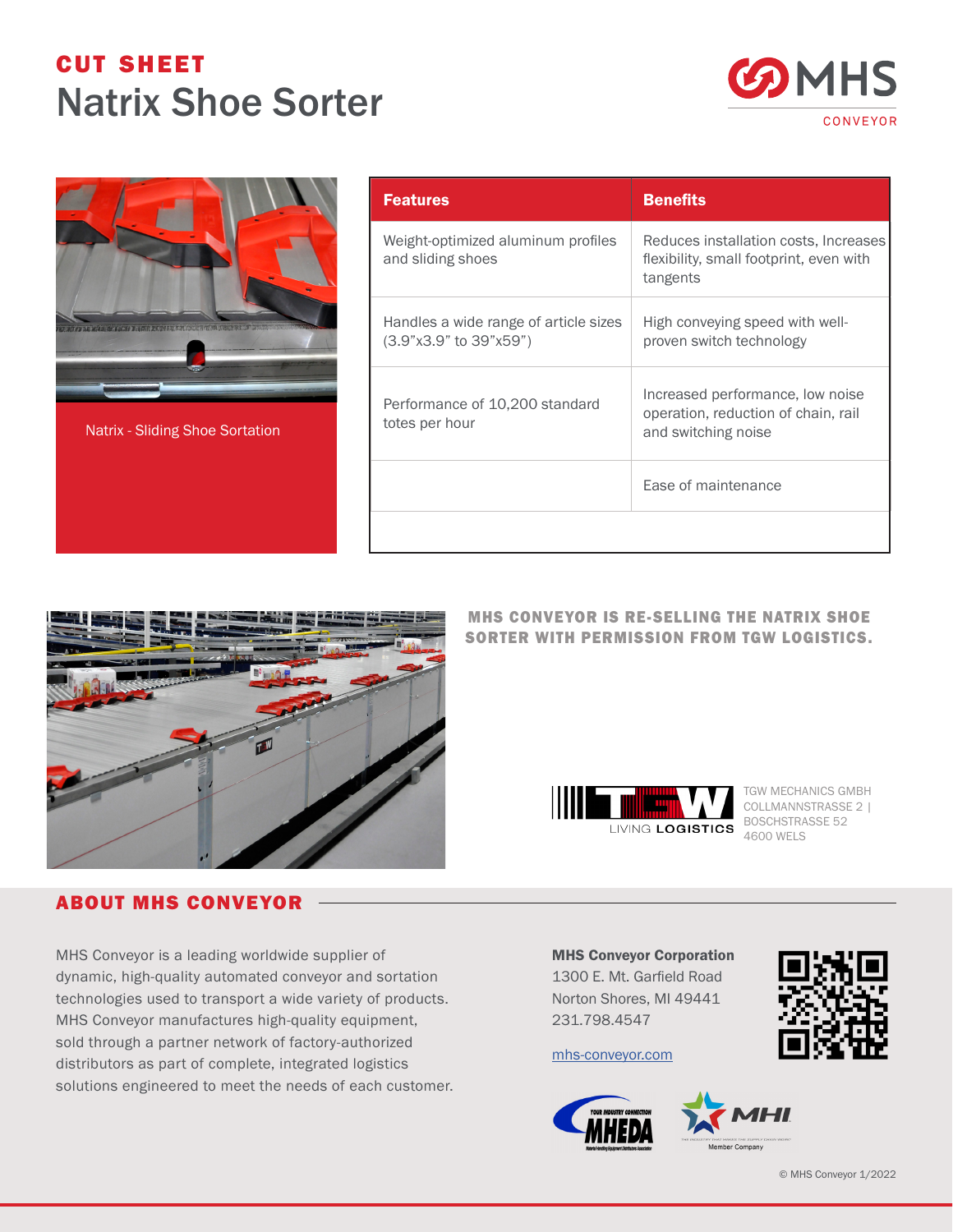# CUT SHEET

# Natrix Shoe Sorter

MHS CONVEYOR

Natrix - Sliding Shoe Sortation

| Features | Benefits |
|---|---|
| Weight-optimized aluminum profiles and sliding shoes | Reduces installation costs, Increases flexibility, small footprint, even with tangents |
| Handles a wide range of article sizes (3.9"x3.9" to 39"x59") | High conveying speed with well-proven switch technology |
| Performance of 10,200 standard totes per hour | Increased performance, low noise operation, reduction of chain, rail and switching noise |
| | Ease of maintenance |

**MHS CONVEYOR IS RE-SELLING THE NATRIX SHOE SORTER WITH PERMISSION FROM TGW LOGISTICS.**

TGW LIVING LOGISTICS

TGW MECHANICS GMBH
COLLMANNSTRASSE 2 |
BOSCHSTRASSE 52
4600 WELS

## ABOUT MHS CONVEYOR

MHS Conveyor is a leading worldwide supplier of dynamic, high-quality automated conveyor and sortation technologies used to transport a wide variety of products. MHS Conveyor manufactures high-quality equipment, sold through a partner network of factory-authorized distributors as part of complete, integrated logistics solutions engineered to meet the needs of each customer.

**MHS Conveyor Corporation**
1300 E. Mt. Garfield Road
Norton Shores, MI 49441
231.798.4547

mhs-conveyor.com

© MHS Conveyor 1/2022